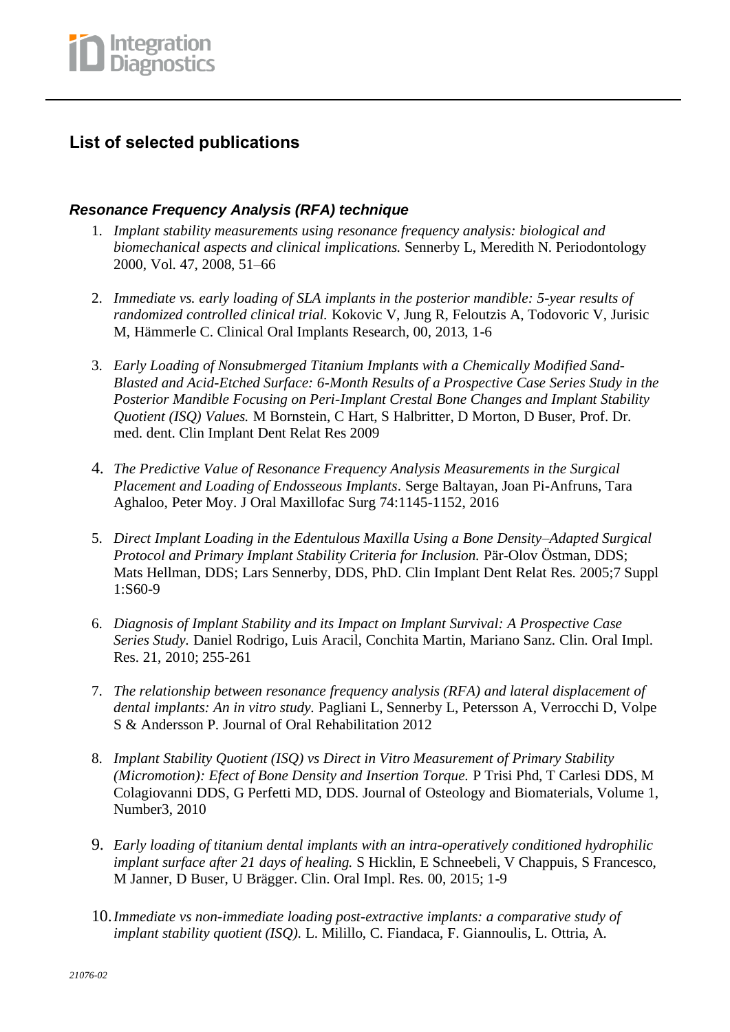# List of selected publications

### Resonance Frequency Analysis (RFA) technique

1. *Implant stability measurements using resonance frequency analysis: biological and biomechanical aspects and clinical implications.* Sennerby L, Meredith N. Periodontology 2000, Vol. 47, 2008, 51–66

2. *Immediate vs. early loading of SLA implants in the posterior mandible: 5-year results of randomized controlled clinical trial.* Kokovic V, Jung R, Feloutzis A, Todovoric V, Jurisic M, Hämmerle C. Clinical Oral Implants Research, 00, 2013, 1-6

3. *Early Loading of Nonsubmerged Titanium Implants with a Chemically Modified Sand-Blasted and Acid-Etched Surface: 6-Month Results of a Prospective Case Series Study in the Posterior Mandible Focusing on Peri-Implant Crestal Bone Changes and Implant Stability Quotient (ISQ) Values.* M Bornstein, C Hart, S Halbritter, D Morton, D Buser, Prof. Dr. med. dent. Clin Implant Dent Relat Res 2009

4. *The Predictive Value of Resonance Frequency Analysis Measurements in the Surgical Placement and Loading of Endosseous Implants*. Serge Baltayan, Joan Pi-Anfruns, Tara Aghaloo, Peter Moy. J Oral Maxillofac Surg 74:1145-1152, 2016

5. *Direct Implant Loading in the Edentulous Maxilla Using a Bone Density–Adapted Surgical Protocol and Primary Implant Stability Criteria for Inclusion.* Pär-Olov Östman, DDS; Mats Hellman, DDS; Lars Sennerby, DDS, PhD. Clin Implant Dent Relat Res. 2005;7 Suppl 1:S60-9

6. *Diagnosis of Implant Stability and its Impact on Implant Survival: A Prospective Case Series Study.* Daniel Rodrigo, Luis Aracil, Conchita Martin, Mariano Sanz. Clin. Oral Impl. Res. 21, 2010; 255-261

7. *The relationship between resonance frequency analysis (RFA) and lateral displacement of dental implants: An in vitro study.* Pagliani L, Sennerby L, Petersson A, Verrocchi D, Volpe S & Andersson P. Journal of Oral Rehabilitation 2012

8. *Implant Stability Quotient (ISQ) vs Direct in Vitro Measurement of Primary Stability (Micromotion): Efect of Bone Density and Insertion Torque.* P Trisi Phd, T Carlesi DDS, M Colagiovanni DDS, G Perfetti MD, DDS. Journal of Osteology and Biomaterials, Volume 1, Number3, 2010

9. *Early loading of titanium dental implants with an intra-operatively conditioned hydrophilic implant surface after 21 days of healing.* S Hicklin, E Schneebeli, V Chappuis, S Francesco, M Janner, D Buser, U Brägger. Clin. Oral Impl. Res. 00, 2015; 1-9

10. *Immediate vs non-immediate loading post-extractive implants: a comparative study of implant stability quotient (ISQ).* L. Milillo, C. Fiandaca, F. Giannoulis, L. Ottria, A.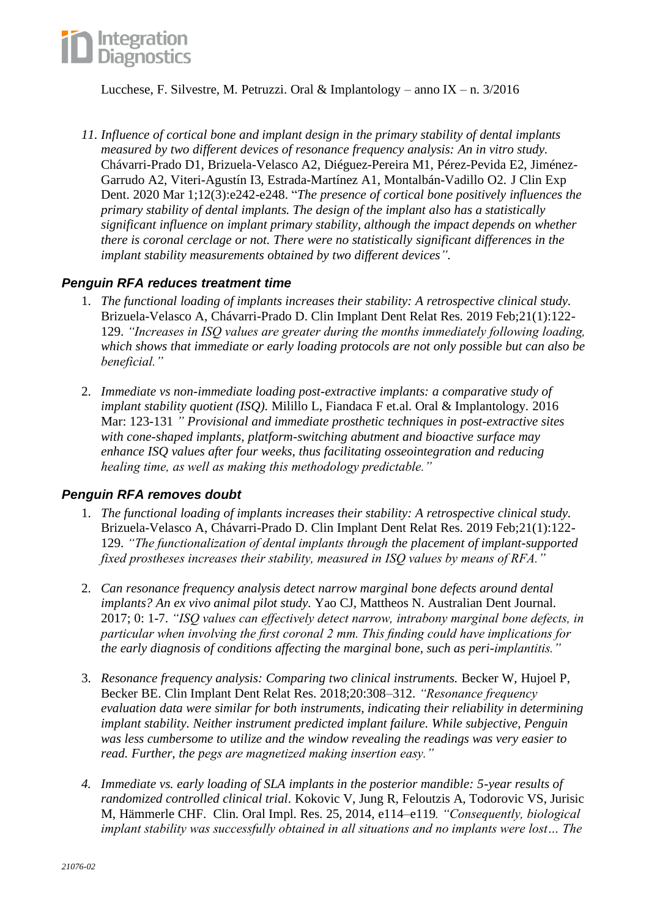Lucchese, F. Silvestre, M. Petruzzi. Oral & Implantology – anno IX – n. 3/2016

11. *Influence of cortical bone and implant design in the primary stability of dental implants measured by two different devices of resonance frequency analysis: An in vitro study.* Chávarri-Prado D1, Brizuela-Velasco A2, Diéguez-Pereira M1, Pérez-Pevida E2, Jiménez-Garrudo A2, Viteri-Agustín I3, Estrada-Martínez A1, Montalbán-Vadillo O2. J Clin Exp Dent. 2020 Mar 1;12(3):e242-e248. "*The presence of cortical bone positively influences the primary stability of dental implants. The design of the implant also has a statistically significant influence on implant primary stability, although the impact depends on whether there is coronal cerclage or not. There were no statistically significant differences in the implant stability measurements obtained by two different devices".*

### *Penguin RFA reduces treatment time*

1. *The functional loading of implants increases their stability: A retrospective clinical study.* Brizuela-Velasco A, Chávarri-Prado D. Clin Implant Dent Relat Res. 2019 Feb;21(1):122-129. *"Increases in ISQ values are greater during the months immediately following loading, which shows that immediate or early loading protocols are not only possible but can also be beneficial."*

2. *Immediate vs non-immediate loading post-extractive implants: a comparative study of implant stability quotient (ISQ).* Milillo L, Fiandaca F et.al. Oral & Implantology. 2016 Mar: 123-131 *" Provisional and immediate prosthetic techniques in post-extractive sites with cone-shaped implants, platform-switching abutment and bioactive surface may enhance ISQ values after four weeks, thus facilitating osseointegration and reducing healing time, as well as making this methodology predictable."*

### *Penguin RFA removes doubt*

1. *The functional loading of implants increases their stability: A retrospective clinical study.* Brizuela-Velasco A, Chávarri-Prado D. Clin Implant Dent Relat Res. 2019 Feb;21(1):122-129. *"The functionalization of dental implants through the placement of implant-supported fixed prostheses increases their stability, measured in ISQ values by means of RFA."*

2. *Can resonance frequency analysis detect narrow marginal bone defects around dental implants? An ex vivo animal pilot study.* Yao CJ, Mattheos N. Australian Dent Journal. 2017; 0: 1-7. *"ISQ values can effectively detect narrow, intrabony marginal bone defects, in particular when involving the first coronal 2 mm. This finding could have implications for the early diagnosis of conditions affecting the marginal bone, such as peri-implantitis."*

3. *Resonance frequency analysis: Comparing two clinical instruments.* Becker W, Hujoel P, Becker BE. Clin Implant Dent Relat Res. 2018;20:308–312. *"Resonance frequency evaluation data were similar for both instruments, indicating their reliability in determining implant stability. Neither instrument predicted implant failure. While subjective, Penguin was less cumbersome to utilize and the window revealing the readings was very easier to read. Further, the pegs are magnetized making insertion easy."*

4. *Immediate vs. early loading of SLA implants in the posterior mandible: 5-year results of randomized controlled clinical trial.* Kokovic V, Jung R, Feloutzis A, Todorovic VS, Jurisic M, Hämmerle CHF. Clin. Oral Impl. Res. 25, 2014, e114–e119*. "Consequently, biological implant stability was successfully obtained in all situations and no implants were lost… The*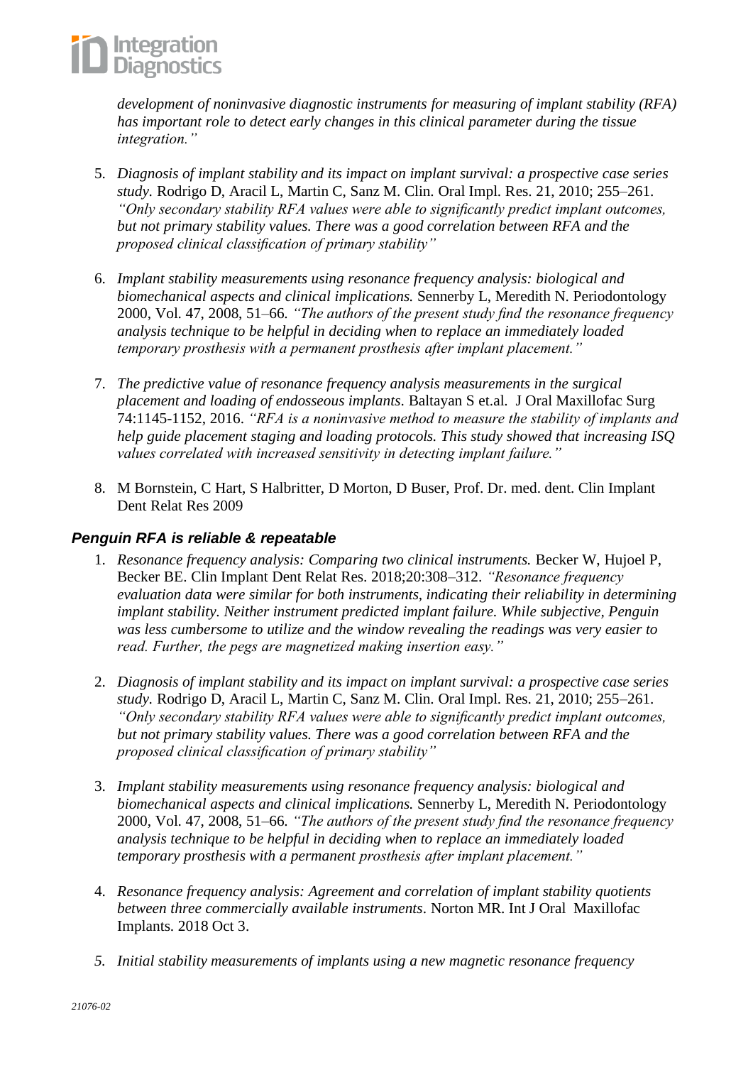*development of noninvasive diagnostic instruments for measuring of implant stability (RFA) has important role to detect early changes in this clinical parameter during the tissue integration."*

5. *Diagnosis of implant stability and its impact on implant survival: a prospective case series study.* Rodrigo D, Aracil L, Martin C, Sanz M. Clin. Oral Impl. Res. 21, 2010; 255–261. *"Only secondary stability RFA values were able to significantly predict implant outcomes, but not primary stability values. There was a good correlation between RFA and the proposed clinical classification of primary stability"*

6. *Implant stability measurements using resonance frequency analysis: biological and biomechanical aspects and clinical implications.* Sennerby L, Meredith N. Periodontology 2000, Vol. 47, 2008, 51–66. *"The authors of the present study find the resonance frequency analysis technique to be helpful in deciding when to replace an immediately loaded temporary prosthesis with a permanent prosthesis after implant placement."*

7. *The predictive value of resonance frequency analysis measurements in the surgical placement and loading of endosseous implants*. Baltayan S et.al. J Oral Maxillofac Surg 74:1145-1152, 2016. *"RFA is a noninvasive method to measure the stability of implants and help guide placement staging and loading protocols. This study showed that increasing ISQ values correlated with increased sensitivity in detecting implant failure."*

8. M Bornstein, C Hart, S Halbritter, D Morton, D Buser, Prof. Dr. med. dent. Clin Implant Dent Relat Res 2009

### *Penguin RFA is reliable & repeatable*

1. *Resonance frequency analysis: Comparing two clinical instruments.* Becker W, Hujoel P, Becker BE. Clin Implant Dent Relat Res. 2018;20:308–312. *"Resonance frequency evaluation data were similar for both instruments, indicating their reliability in determining implant stability. Neither instrument predicted implant failure. While subjective, Penguin was less cumbersome to utilize and the window revealing the readings was very easier to read. Further, the pegs are magnetized making insertion easy."*

2. *Diagnosis of implant stability and its impact on implant survival: a prospective case series study.* Rodrigo D, Aracil L, Martin C, Sanz M. Clin. Oral Impl. Res. 21, 2010; 255–261. *"Only secondary stability RFA values were able to significantly predict implant outcomes, but not primary stability values. There was a good correlation between RFA and the proposed clinical classification of primary stability"*

3. *Implant stability measurements using resonance frequency analysis: biological and biomechanical aspects and clinical implications.* Sennerby L, Meredith N. Periodontology 2000, Vol. 47, 2008, 51–66. *"The authors of the present study find the resonance frequency analysis technique to be helpful in deciding when to replace an immediately loaded temporary prosthesis with a permanent prosthesis after implant placement."*

4. *Resonance frequency analysis: Agreement and correlation of implant stability quotients between three commercially available instruments*. Norton MR. Int J Oral Maxillofac Implants. 2018 Oct 3.

5. *Initial stability measurements of implants using a new magnetic resonance frequency*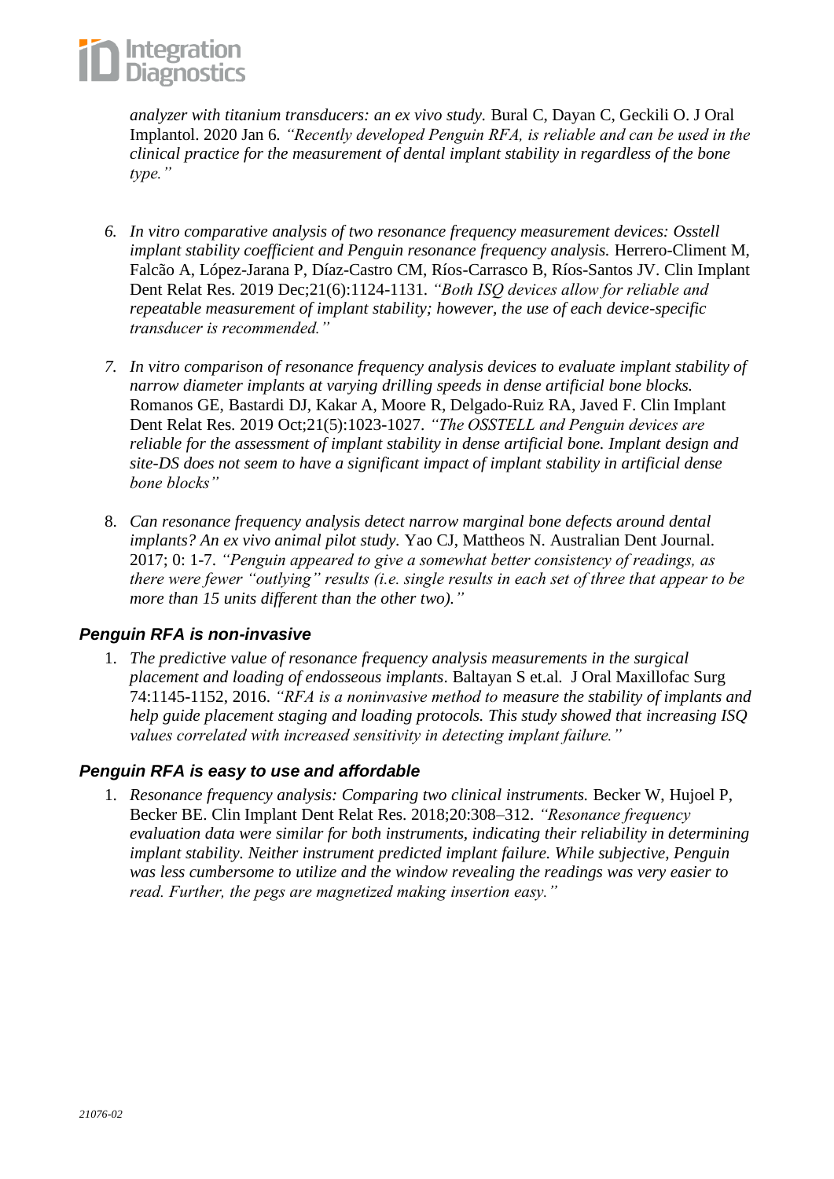*analyzer with titanium transducers: an ex vivo study.* Bural C, Dayan C, Geckili O. J Oral Implantol. 2020 Jan 6. *"Recently developed Penguin RFA, is reliable and can be used in the clinical practice for the measurement of dental implant stability in regardless of the bone type."*

6. *In vitro comparative analysis of two resonance frequency measurement devices: Osstell implant stability coefficient and Penguin resonance frequency analysis.* Herrero-Climent M, Falcão A, López-Jarana P, Díaz-Castro CM, Ríos-Carrasco B, Ríos-Santos JV. Clin Implant Dent Relat Res. 2019 Dec;21(6):1124-1131. *"Both ISQ devices allow for reliable and repeatable measurement of implant stability; however, the use of each device-specific transducer is recommended."*

7. *In vitro comparison of resonance frequency analysis devices to evaluate implant stability of narrow diameter implants at varying drilling speeds in dense artificial bone blocks.* Romanos GE, Bastardi DJ, Kakar A, Moore R, Delgado-Ruiz RA, Javed F. Clin Implant Dent Relat Res. 2019 Oct;21(5):1023-1027. *"The OSSTELL and Penguin devices are reliable for the assessment of implant stability in dense artificial bone. Implant design and site-DS does not seem to have a significant impact of implant stability in artificial dense bone blocks"*

8. *Can resonance frequency analysis detect narrow marginal bone defects around dental implants? An ex vivo animal pilot study.* Yao CJ, Mattheos N. Australian Dent Journal. 2017; 0: 1-7. *"Penguin appeared to give a somewhat better consistency of readings, as there were fewer "outlying" results (i.e. single results in each set of three that appear to be more than 15 units different than the other two)."*

### *Penguin RFA is non-invasive*

1. *The predictive value of resonance frequency analysis measurements in the surgical placement and loading of endosseous implants*. Baltayan S et.al. J Oral Maxillofac Surg 74:1145-1152, 2016. *"RFA is a noninvasive method to measure the stability of implants and help guide placement staging and loading protocols. This study showed that increasing ISQ values correlated with increased sensitivity in detecting implant failure."*

### *Penguin RFA is easy to use and affordable*

1. *Resonance frequency analysis: Comparing two clinical instruments.* Becker W, Hujoel P, Becker BE. Clin Implant Dent Relat Res. 2018;20:308–312. *"Resonance frequency evaluation data were similar for both instruments, indicating their reliability in determining implant stability. Neither instrument predicted implant failure. While subjective, Penguin was less cumbersome to utilize and the window revealing the readings was very easier to read. Further, the pegs are magnetized making insertion easy."*